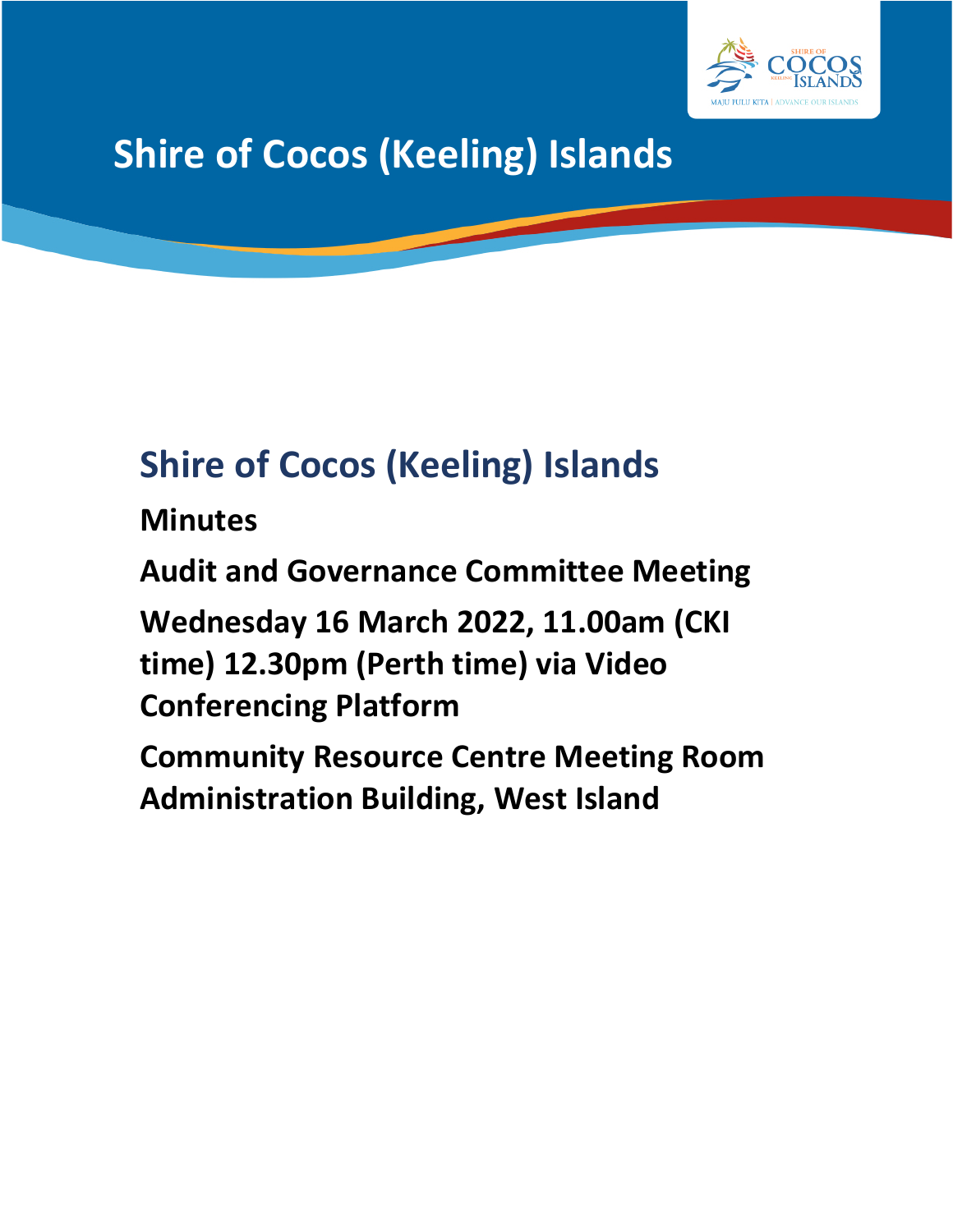# Shire of Cocos (Keeling) Islands

## Shire of Cocos (Keeling) Islands

**Minutes**

**Audit and Governance Committee Meeting**

**Wednesday 16 March 2022, 11.00am (CKI time) 12.30pm (Perth time) via Video Conferencing Platform**

**Community Resource Centre Meeting Room Administration Building, West Island**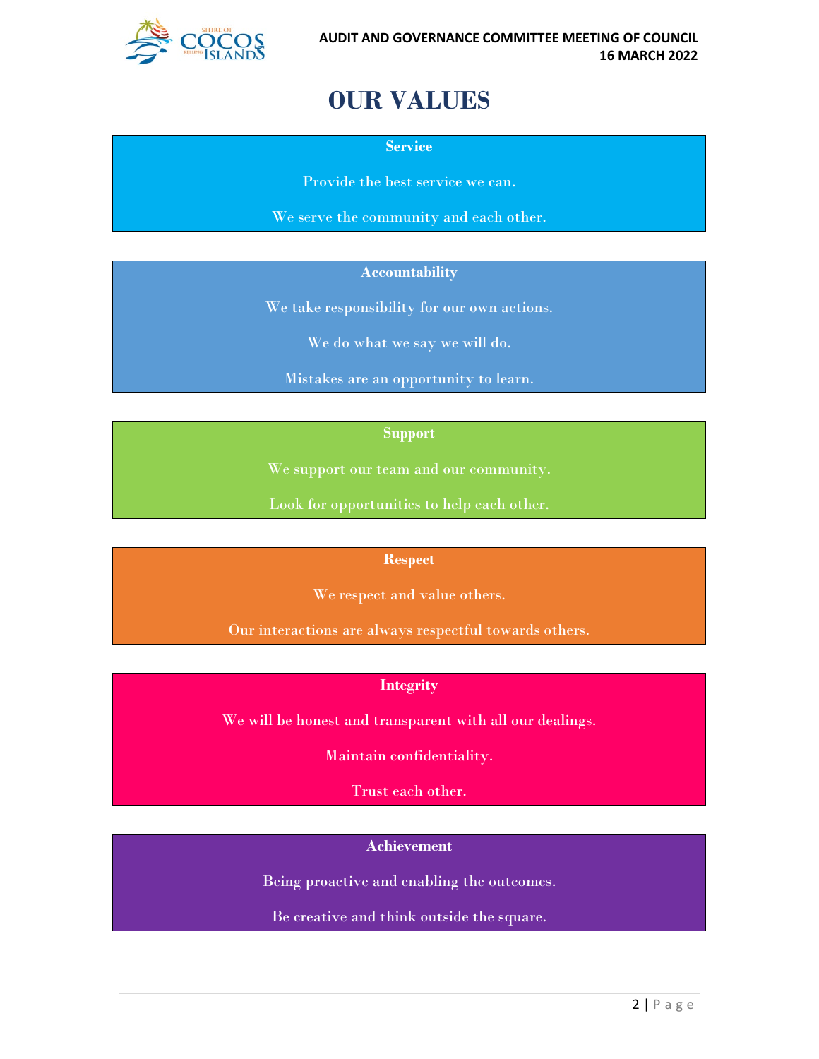# OUR VALUES

**Service**

Provide the best service we can.

We serve the community and each other.

**Accountability**

We take responsibility for our own actions.

We do what we say we will do.

Mistakes are an opportunity to learn.

**Support**

We support our team and our community.

Look for opportunities to help each other.

**Respect**

We respect and value others.

Our interactions are always respectful towards others.

**Integrity**

We will be honest and transparent with all our dealings.

Maintain confidentiality.

Trust each other.

**Achievement**

Being proactive and enabling the outcomes.

Be creative and think outside the square.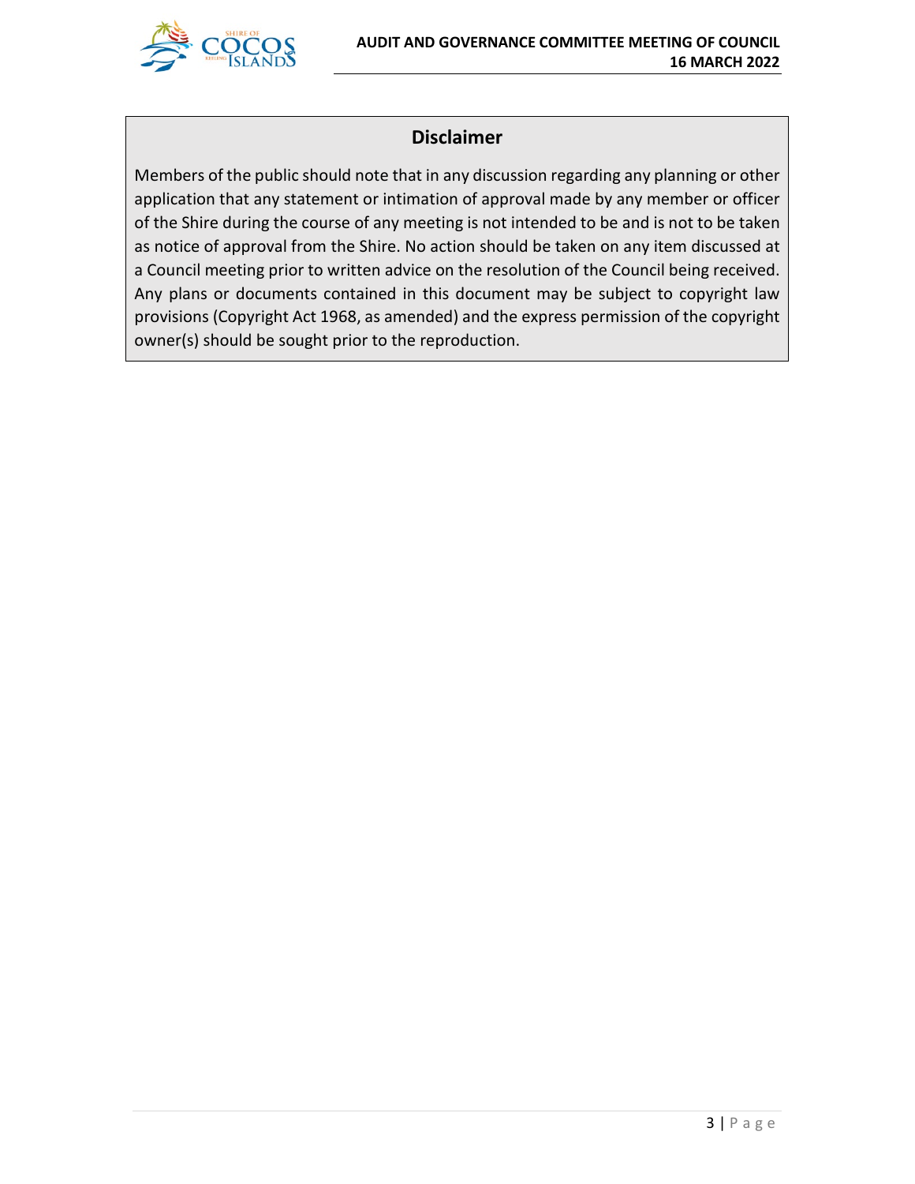## Disclaimer

Members of the public should note that in any discussion regarding any planning or other application that any statement or intimation of approval made by any member or officer of the Shire during the course of any meeting is not intended to be and is not to be taken as notice of approval from the Shire. No action should be taken on any item discussed at a Council meeting prior to written advice on the resolution of the Council being received. Any plans or documents contained in this document may be subject to copyright law provisions (Copyright Act 1968, as amended) and the express permission of the copyright owner(s) should be sought prior to the reproduction.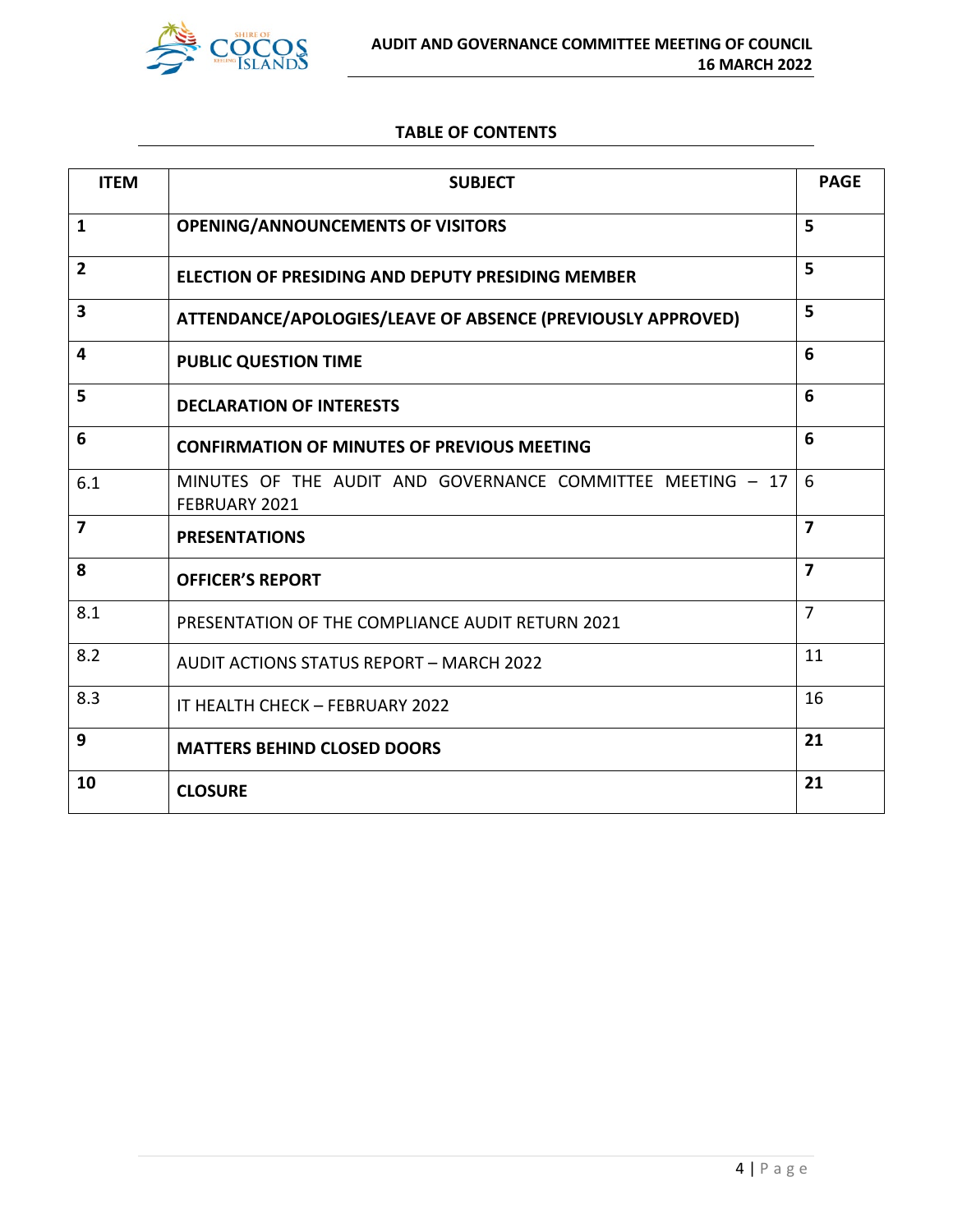## TABLE OF CONTENTS

| ITEM | SUBJECT | PAGE |
|---|---|---|
| **1** | **OPENING/ANNOUNCEMENTS OF VISITORS** | **5** |
| **2** | **ELECTION OF PRESIDING AND DEPUTY PRESIDING MEMBER** | **5** |
| **3** | **ATTENDANCE/APOLOGIES/LEAVE OF ABSENCE (PREVIOUSLY APPROVED)** | **5** |
| **4** | **PUBLIC QUESTION TIME** | **6** |
| **5** | **DECLARATION OF INTERESTS** | **6** |
| **6** | **CONFIRMATION OF MINUTES OF PREVIOUS MEETING** | **6** |
| 6.1 | MINUTES OF THE AUDIT AND GOVERNANCE COMMITTEE MEETING – 17 FEBRUARY 2021 | 6 |
| **7** | **PRESENTATIONS** | **7** |
| **8** | **OFFICER'S REPORT** | **7** |
| 8.1 | PRESENTATION OF THE COMPLIANCE AUDIT RETURN 2021 | 7 |
| 8.2 | AUDIT ACTIONS STATUS REPORT – MARCH 2022 | 11 |
| 8.3 | IT HEALTH CHECK – FEBRUARY 2022 | 16 |
| **9** | **MATTERS BEHIND CLOSED DOORS** | **21** |
| **10** | **CLOSURE** | **21** |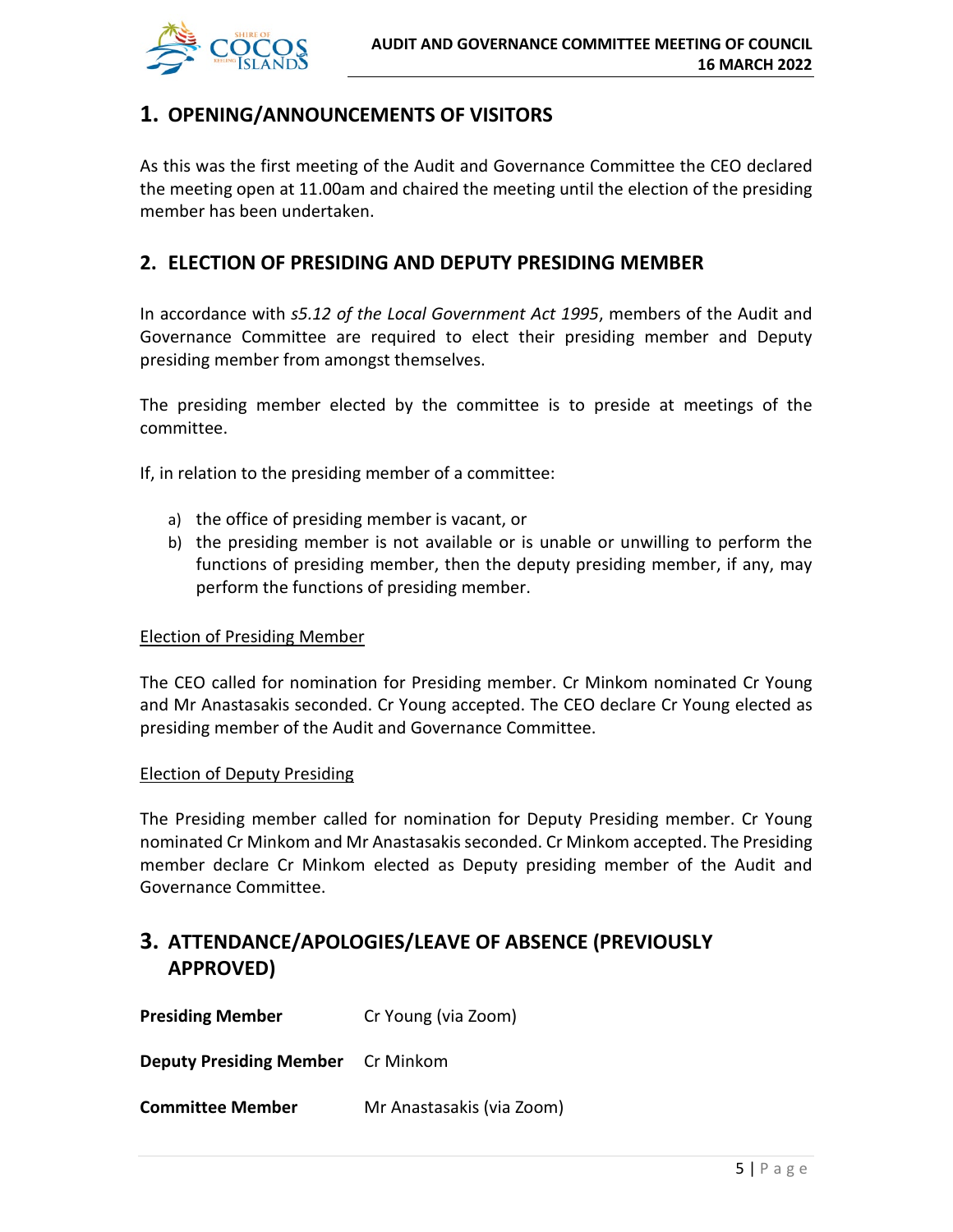## 1. OPENING/ANNOUNCEMENTS OF VISITORS

As this was the first meeting of the Audit and Governance Committee the CEO declared the meeting open at 11.00am and chaired the meeting until the election of the presiding member has been undertaken.

## 2. ELECTION OF PRESIDING AND DEPUTY PRESIDING MEMBER

In accordance with *s5.12 of the Local Government Act 1995*, members of the Audit and Governance Committee are required to elect their presiding member and Deputy presiding member from amongst themselves.

The presiding member elected by the committee is to preside at meetings of the committee.

If, in relation to the presiding member of a committee:

a) the office of presiding member is vacant, or
b) the presiding member is not available or is unable or unwilling to perform the functions of presiding member, then the deputy presiding member, if any, may perform the functions of presiding member.

<u>Election of Presiding Member</u>

The CEO called for nomination for Presiding member. Cr Minkom nominated Cr Young and Mr Anastasakis seconded. Cr Young accepted. The CEO declare Cr Young elected as presiding member of the Audit and Governance Committee.

<u>Election of Deputy Presiding</u>

The Presiding member called for nomination for Deputy Presiding member. Cr Young nominated Cr Minkom and Mr Anastasakis seconded. Cr Minkom accepted. The Presiding member declare Cr Minkom elected as Deputy presiding member of the Audit and Governance Committee.

## 3. ATTENDANCE/APOLOGIES/LEAVE OF ABSENCE (PREVIOUSLY APPROVED)

| | |
|---|---|
| **Presiding Member** | Cr Young (via Zoom) |
| **Deputy Presiding Member** | Cr Minkom |
| **Committee Member** | Mr Anastasakis (via Zoom) |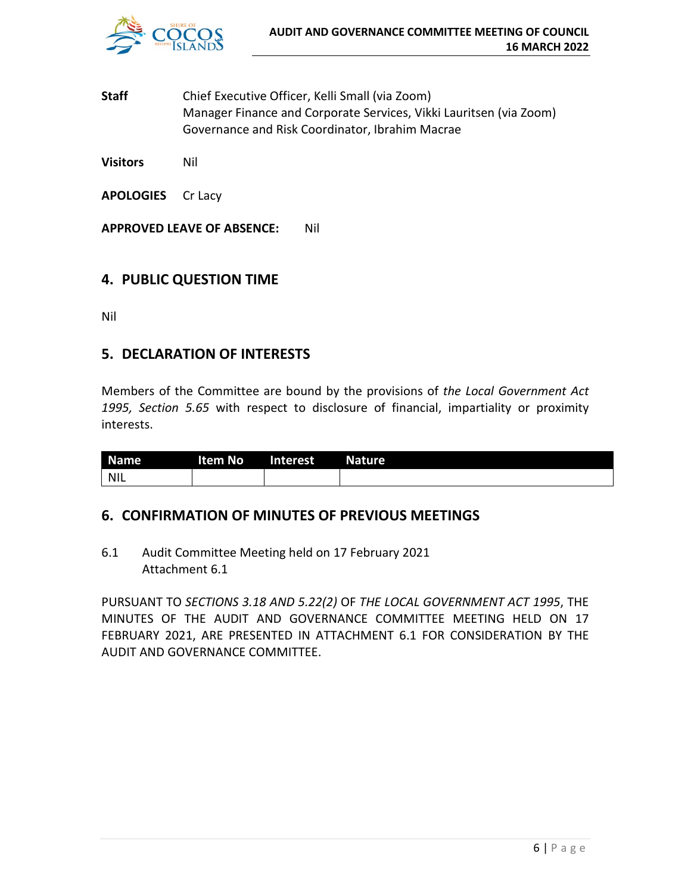**Staff** Chief Executive Officer, Kelli Small (via Zoom)
Manager Finance and Corporate Services, Vikki Lauritsen (via Zoom)
Governance and Risk Coordinator, Ibrahim Macrae

**Visitors** Nil

**APOLOGIES** Cr Lacy

**APPROVED LEAVE OF ABSENCE:** Nil

## 4. PUBLIC QUESTION TIME

Nil

## 5. DECLARATION OF INTERESTS

Members of the Committee are bound by the provisions of *the Local Government Act 1995, Section 5.65* with respect to disclosure of financial, impartiality or proximity interests.

| Name | Item No | Interest | Nature |
|---|---|---|---|
| NIL | | | |

## 6. CONFIRMATION OF MINUTES OF PREVIOUS MEETINGS

6.1 Audit Committee Meeting held on 17 February 2021
Attachment 6.1

PURSUANT TO *SECTIONS 3.18 AND 5.22(2)* OF *THE LOCAL GOVERNMENT ACT 1995*, THE MINUTES OF THE AUDIT AND GOVERNANCE COMMITTEE MEETING HELD ON 17 FEBRUARY 2021, ARE PRESENTED IN ATTACHMENT 6.1 FOR CONSIDERATION BY THE AUDIT AND GOVERNANCE COMMITTEE.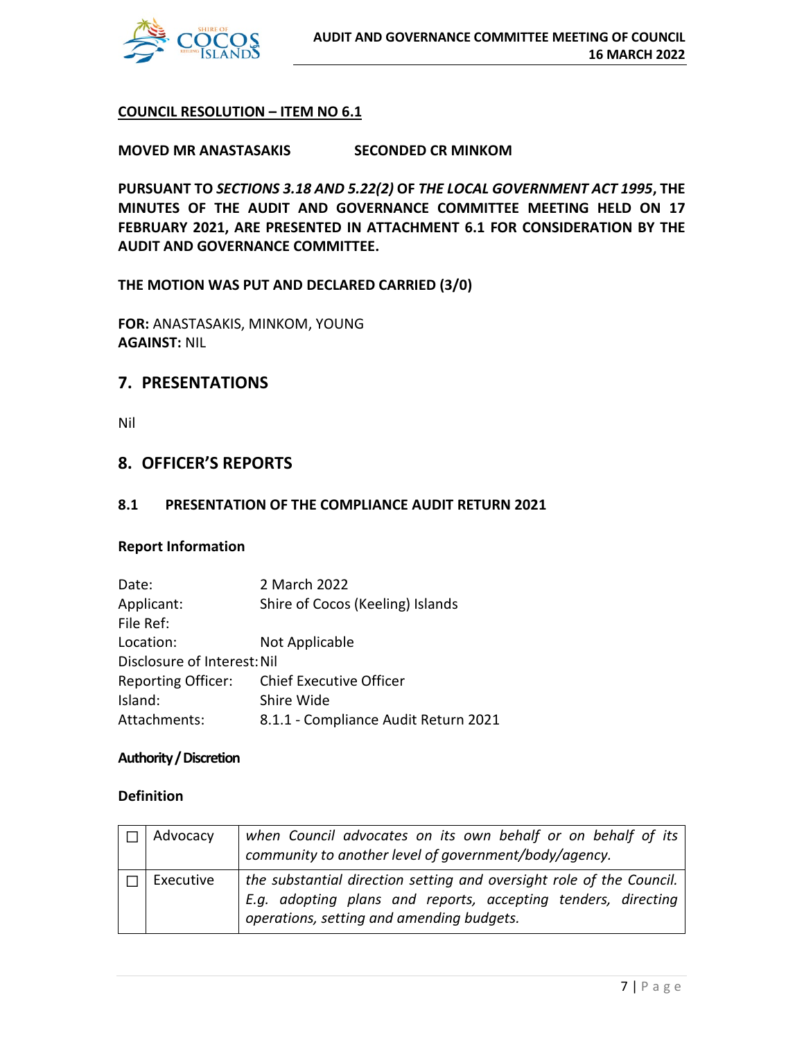**COUNCIL RESOLUTION – ITEM NO 6.1**

**MOVED MR ANASTASAKIS SECONDED CR MINKOM**

**PURSUANT TO *SECTIONS 3.18 AND 5.22(2)* OF *THE LOCAL GOVERNMENT ACT 1995*, THE MINUTES OF THE AUDIT AND GOVERNANCE COMMITTEE MEETING HELD ON 17 FEBRUARY 2021, ARE PRESENTED IN ATTACHMENT 6.1 FOR CONSIDERATION BY THE AUDIT AND GOVERNANCE COMMITTEE.**

**THE MOTION WAS PUT AND DECLARED CARRIED (3/0)**

**FOR:** ANASTASAKIS, MINKOM, YOUNG
**AGAINST:** NIL

## 7. PRESENTATIONS

Nil

## 8. OFFICER'S REPORTS

### 8.1 PRESENTATION OF THE COMPLIANCE AUDIT RETURN 2021

**Report Information**

Date: 2 March 2022
Applicant: Shire of Cocos (Keeling) Islands
File Ref:
Location: Not Applicable
Disclosure of Interest: Nil
Reporting Officer: Chief Executive Officer
Island: Shire Wide
Attachments: 8.1.1 - Compliance Audit Return 2021

**Authority / Discretion**

**Definition**

| | | |
|---|---|---|
| ☐ | Advocacy | *when Council advocates on its own behalf or on behalf of its community to another level of government/body/agency.* |
| ☐ | Executive | *the substantial direction setting and oversight role of the Council. E.g. adopting plans and reports, accepting tenders, directing operations, setting and amending budgets.* |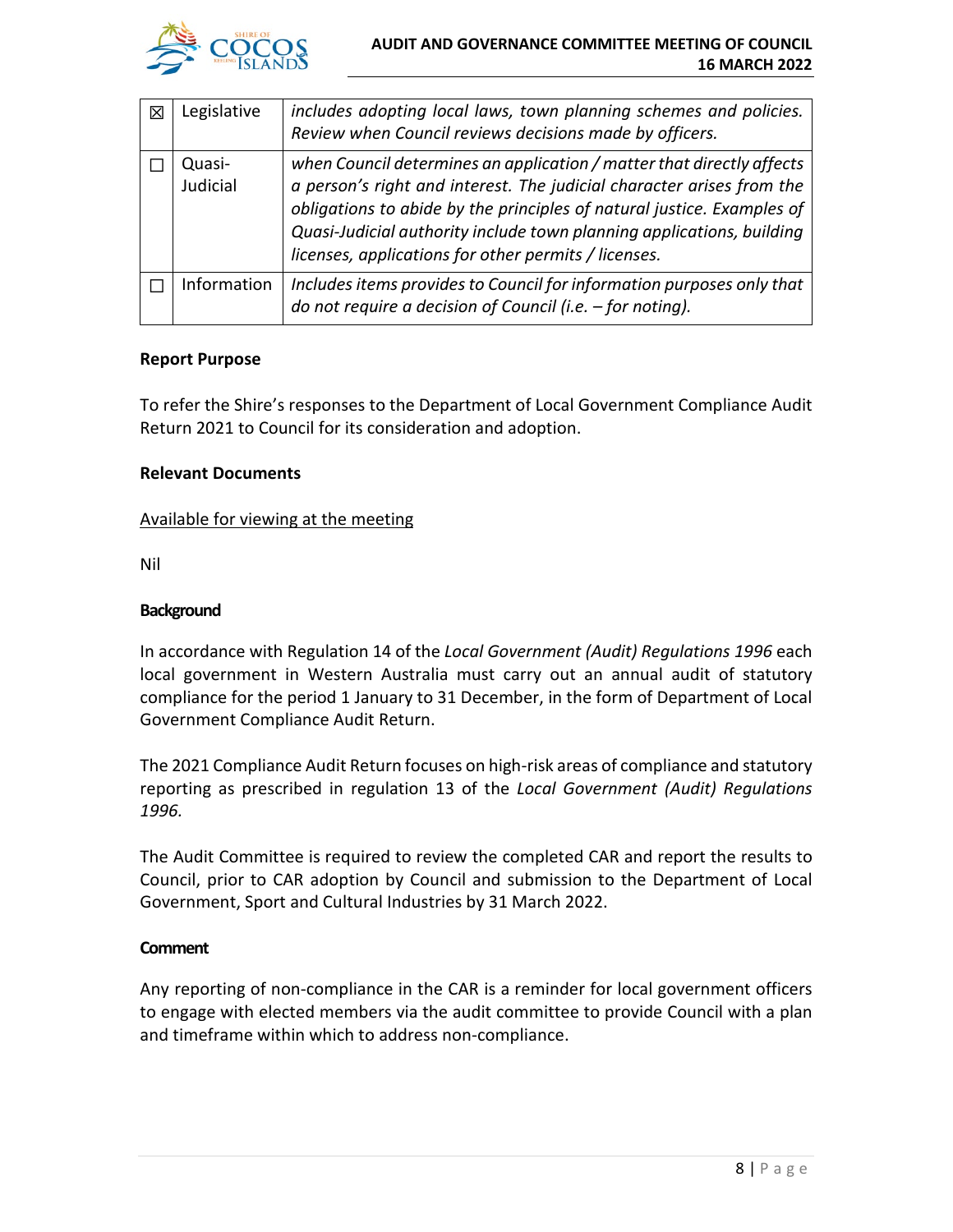| ☒ | Legislative | *includes adopting local laws, town planning schemes and policies. Review when Council reviews decisions made by officers.* |
|---|---|---|
| ☐ | Quasi-Judicial | *when Council determines an application / matter that directly affects a person's right and interest. The judicial character arises from the obligations to abide by the principles of natural justice. Examples of Quasi-Judicial authority include town planning applications, building licenses, applications for other permits / licenses.* |
| ☐ | Information | *Includes items provides to Council for information purposes only that do not require a decision of Council (i.e. – for noting).* |

**Report Purpose**

To refer the Shire's responses to the Department of Local Government Compliance Audit Return 2021 to Council for its consideration and adoption.

**Relevant Documents**

Available for viewing at the meeting

Nil

**Background**

In accordance with Regulation 14 of the *Local Government (Audit) Regulations 1996* each local government in Western Australia must carry out an annual audit of statutory compliance for the period 1 January to 31 December, in the form of Department of Local Government Compliance Audit Return.

The 2021 Compliance Audit Return focuses on high-risk areas of compliance and statutory reporting as prescribed in regulation 13 of the *Local Government (Audit) Regulations 1996.*

The Audit Committee is required to review the completed CAR and report the results to Council, prior to CAR adoption by Council and submission to the Department of Local Government, Sport and Cultural Industries by 31 March 2022.

**Comment**

Any reporting of non-compliance in the CAR is a reminder for local government officers to engage with elected members via the audit committee to provide Council with a plan and timeframe within which to address non-compliance.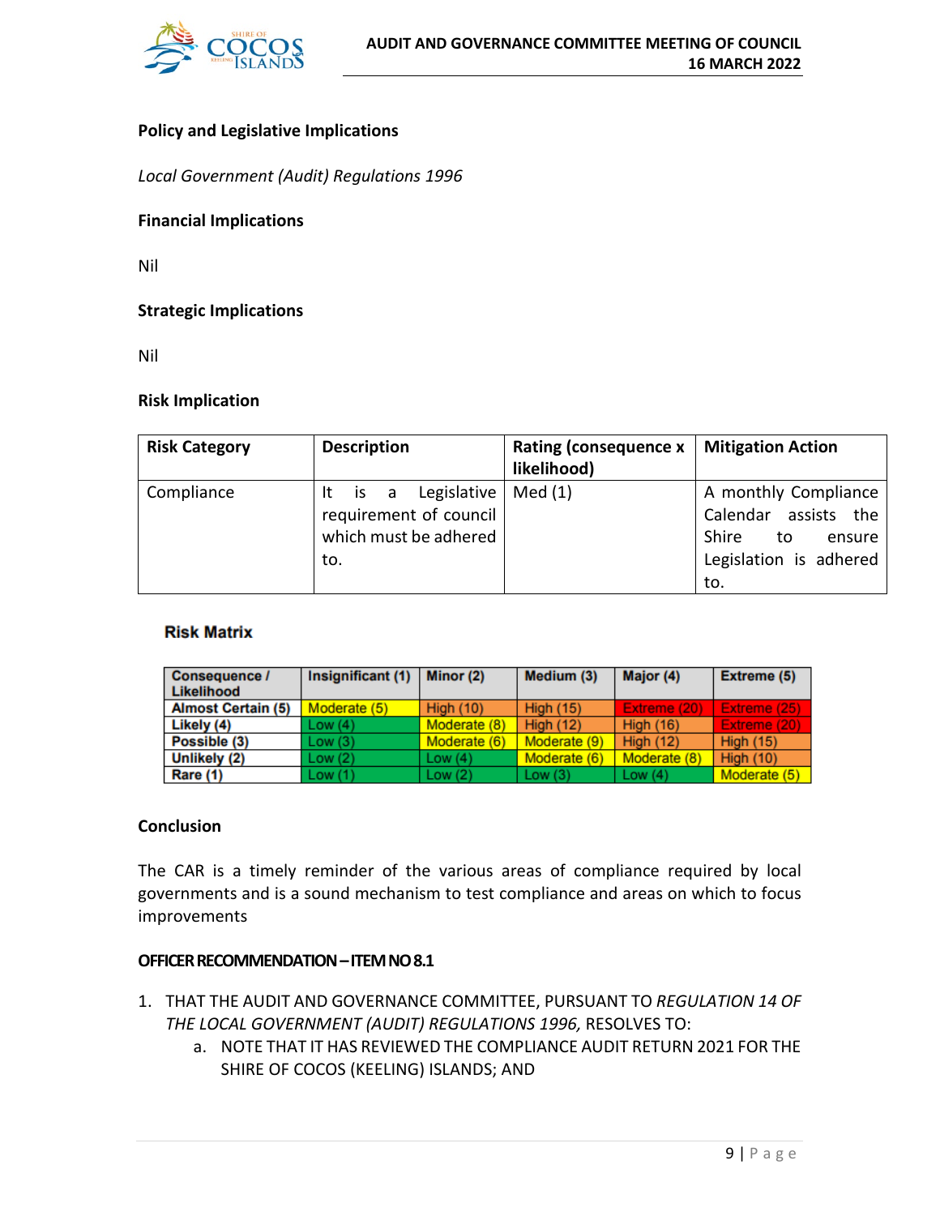**Policy and Legislative Implications**

*Local Government (Audit) Regulations 1996*

**Financial Implications**

Nil

**Strategic Implications**

Nil

**Risk Implication**

| Risk Category | Description | Rating (consequence x likelihood) | Mitigation Action |
|---|---|---|---|
| Compliance | It is a Legislative requirement of council which must be adhered to. | Med (1) | A monthly Compliance Calendar assists the Shire to ensure Legislation is adhered to. |

**Risk Matrix**

| Consequence / Likelihood | Insignificant (1) | Minor (2) | Medium (3) | Major (4) | Extreme (5) |
|---|---|---|---|---|---|
| Almost Certain (5) | Moderate (5) | High (10) | High (15) | Extreme (20) | Extreme (25) |
| Likely (4) | Low (4) | Moderate (8) | High (12) | High (16) | Extreme (20) |
| Possible (3) | Low (3) | Moderate (6) | Moderate (9) | High (12) | High (15) |
| Unlikely (2) | Low (2) | Low (4) | Moderate (6) | Moderate (8) | High (10) |
| Rare (1) | Low (1) | Low (2) | Low (3) | Low (4) | Moderate (5) |

**Conclusion**

The CAR is a timely reminder of the various areas of compliance required by local governments and is a sound mechanism to test compliance and areas on which to focus improvements

**OFFICER RECOMMENDATION – ITEM NO 8.1**

1. THAT THE AUDIT AND GOVERNANCE COMMITTEE, PURSUANT TO *REGULATION 14 OF THE LOCAL GOVERNMENT (AUDIT) REGULATIONS 1996,* RESOLVES TO:
   a. NOTE THAT IT HAS REVIEWED THE COMPLIANCE AUDIT RETURN 2021 FOR THE SHIRE OF COCOS (KEELING) ISLANDS; AND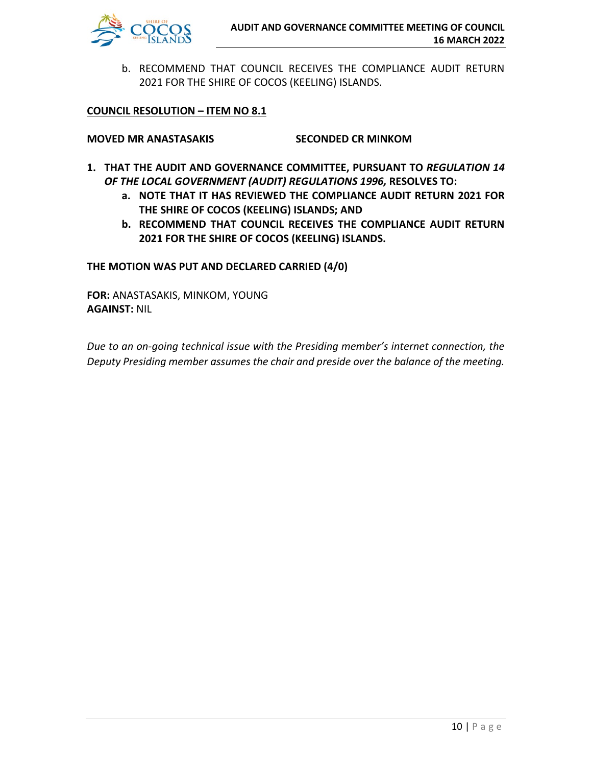b. RECOMMEND THAT COUNCIL RECEIVES THE COMPLIANCE AUDIT RETURN 2021 FOR THE SHIRE OF COCOS (KEELING) ISLANDS.

**COUNCIL RESOLUTION – ITEM NO 8.1**

**MOVED MR ANASTASAKIS** **SECONDED CR MINKOM**

1. **THAT THE AUDIT AND GOVERNANCE COMMITTEE, PURSUANT TO *REGULATION 14 OF THE LOCAL GOVERNMENT (AUDIT) REGULATIONS 1996,* RESOLVES TO:**
   a. **NOTE THAT IT HAS REVIEWED THE COMPLIANCE AUDIT RETURN 2021 FOR THE SHIRE OF COCOS (KEELING) ISLANDS; AND**
   b. **RECOMMEND THAT COUNCIL RECEIVES THE COMPLIANCE AUDIT RETURN 2021 FOR THE SHIRE OF COCOS (KEELING) ISLANDS.**

**THE MOTION WAS PUT AND DECLARED CARRIED (4/0)**

**FOR:** ANASTASAKIS, MINKOM, YOUNG
**AGAINST:** NIL

*Due to an on-going technical issue with the Presiding member's internet connection, the Deputy Presiding member assumes the chair and preside over the balance of the meeting.*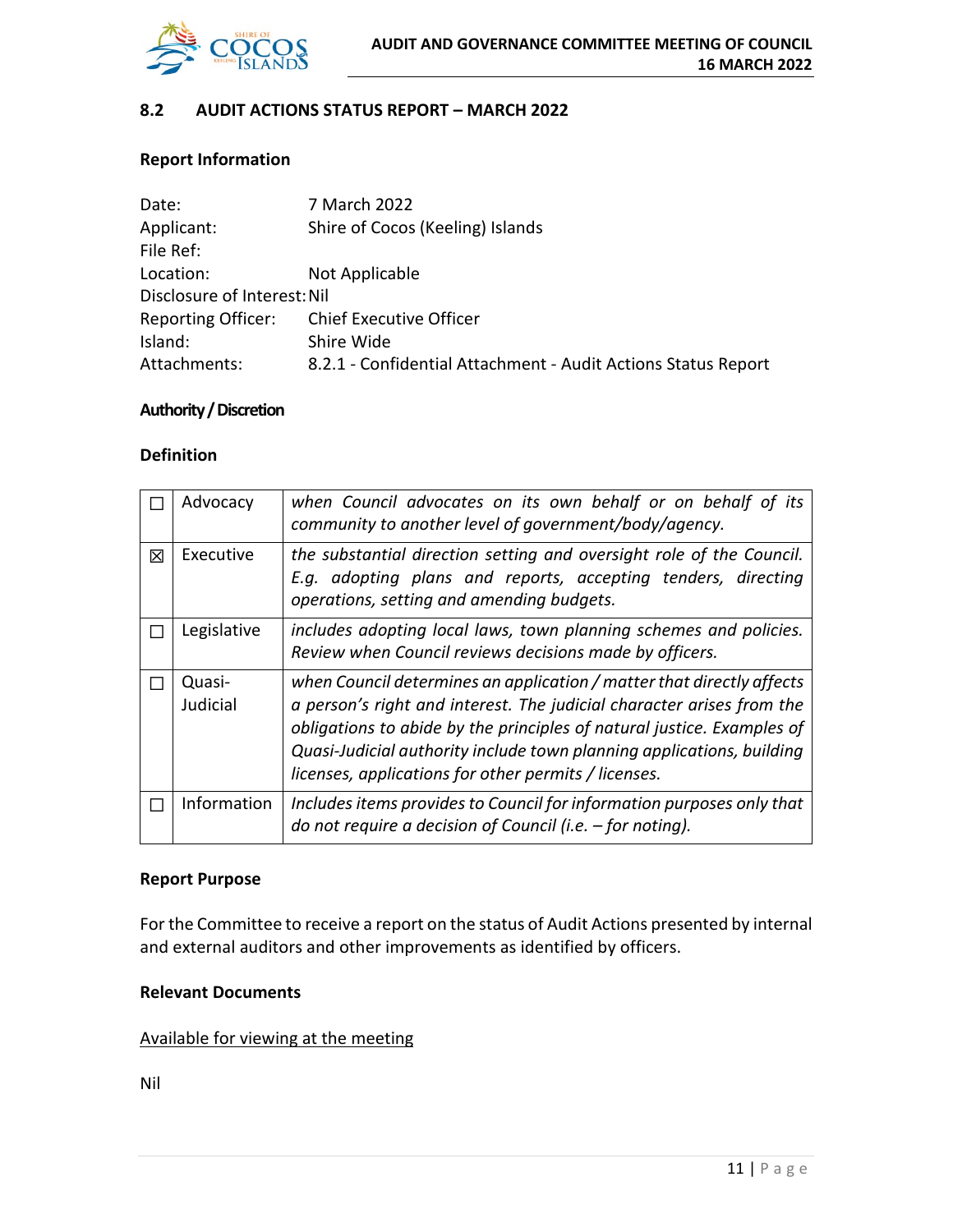## 8.2 AUDIT ACTIONS STATUS REPORT – MARCH 2022

### Report Information

Date: 7 March 2022
Applicant: Shire of Cocos (Keeling) Islands
File Ref:
Location: Not Applicable
Disclosure of Interest: Nil
Reporting Officer: Chief Executive Officer
Island: Shire Wide
Attachments: 8.2.1 - Confidential Attachment - Audit Actions Status Report

### Authority / Discretion

### Definition

| | | |
|---|---|---|
| ☐ | Advocacy | *when Council advocates on its own behalf or on behalf of its community to another level of government/body/agency.* |
| ☒ | Executive | *the substantial direction setting and oversight role of the Council. E.g. adopting plans and reports, accepting tenders, directing operations, setting and amending budgets.* |
| ☐ | Legislative | *includes adopting local laws, town planning schemes and policies. Review when Council reviews decisions made by officers.* |
| ☐ | Quasi-Judicial | *when Council determines an application / matter that directly affects a person's right and interest. The judicial character arises from the obligations to abide by the principles of natural justice. Examples of Quasi-Judicial authority include town planning applications, building licenses, applications for other permits / licenses.* |
| ☐ | Information | *Includes items provides to Council for information purposes only that do not require a decision of Council (i.e. – for noting).* |

### Report Purpose

For the Committee to receive a report on the status of Audit Actions presented by internal and external auditors and other improvements as identified by officers.

### Relevant Documents

Available for viewing at the meeting

Nil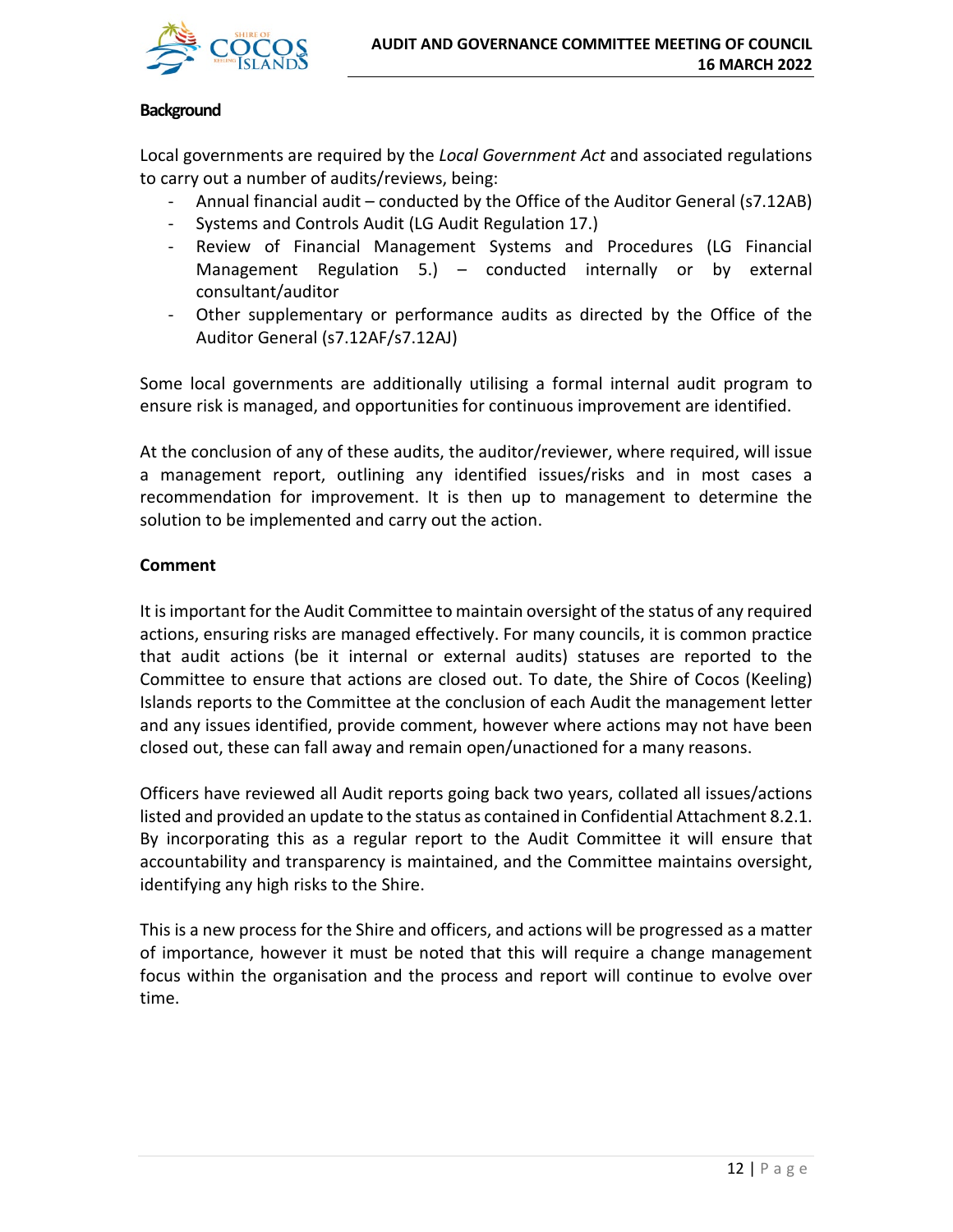**Background**

Local governments are required by the *Local Government Act* and associated regulations to carry out a number of audits/reviews, being:

- Annual financial audit – conducted by the Office of the Auditor General (s7.12AB)
- Systems and Controls Audit (LG Audit Regulation 17.)
- Review of Financial Management Systems and Procedures (LG Financial Management Regulation 5.) – conducted internally or by external consultant/auditor
- Other supplementary or performance audits as directed by the Office of the Auditor General (s7.12AF/s7.12AJ)

Some local governments are additionally utilising a formal internal audit program to ensure risk is managed, and opportunities for continuous improvement are identified.

At the conclusion of any of these audits, the auditor/reviewer, where required, will issue a management report, outlining any identified issues/risks and in most cases a recommendation for improvement. It is then up to management to determine the solution to be implemented and carry out the action.

**Comment**

It is important for the Audit Committee to maintain oversight of the status of any required actions, ensuring risks are managed effectively. For many councils, it is common practice that audit actions (be it internal or external audits) statuses are reported to the Committee to ensure that actions are closed out. To date, the Shire of Cocos (Keeling) Islands reports to the Committee at the conclusion of each Audit the management letter and any issues identified, provide comment, however where actions may not have been closed out, these can fall away and remain open/unactioned for a many reasons.

Officers have reviewed all Audit reports going back two years, collated all issues/actions listed and provided an update to the status as contained in Confidential Attachment 8.2.1. By incorporating this as a regular report to the Audit Committee it will ensure that accountability and transparency is maintained, and the Committee maintains oversight, identifying any high risks to the Shire.

This is a new process for the Shire and officers, and actions will be progressed as a matter of importance, however it must be noted that this will require a change management focus within the organisation and the process and report will continue to evolve over time.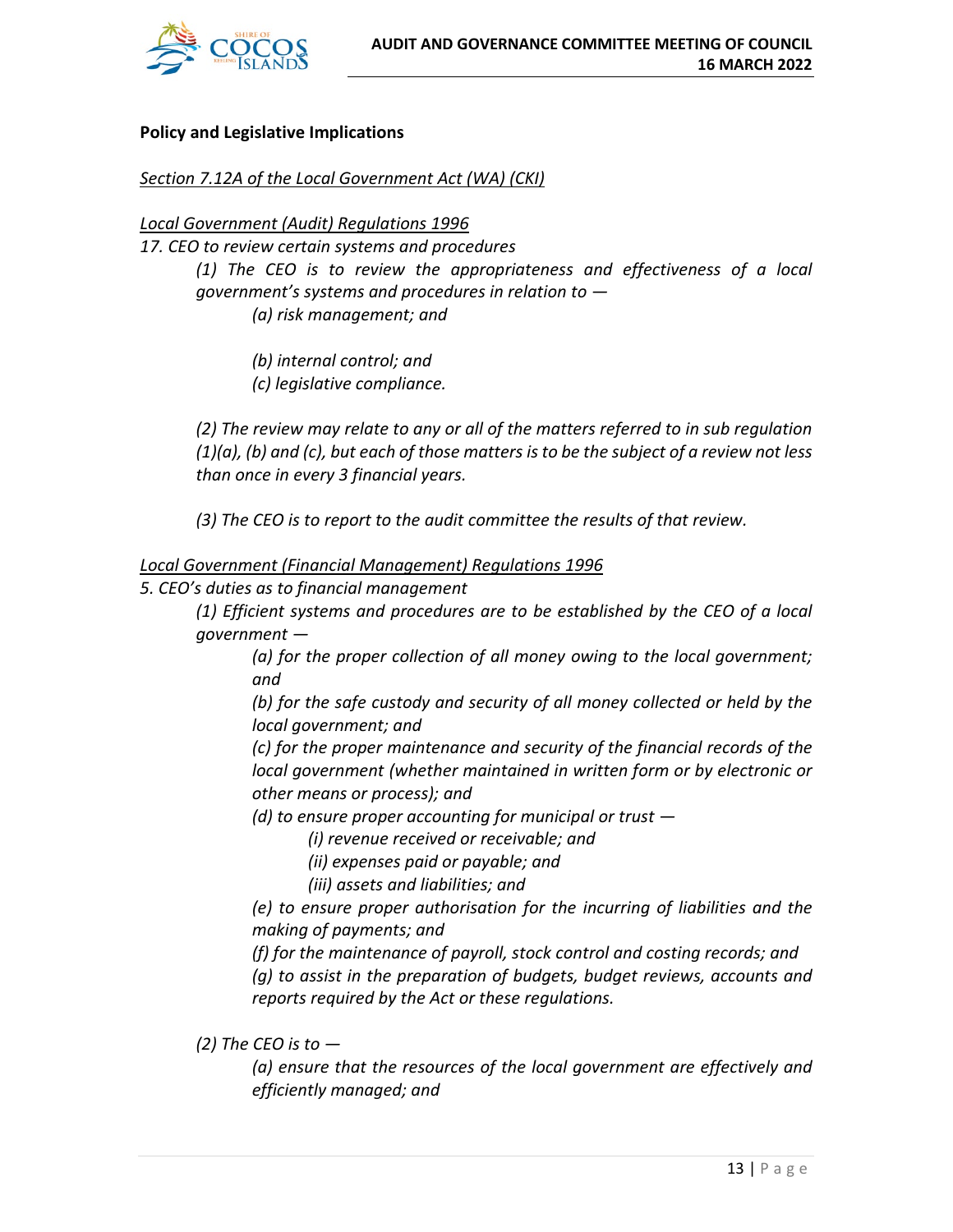**Policy and Legislative Implications**

_Section 7.12A of the Local Government Act (WA) (CKI)_

_Local Government (Audit) Regulations 1996_

*17. CEO to review certain systems and procedures*

> *(1) The CEO is to review the appropriateness and effectiveness of a local government's systems and procedures in relation to —*
>
> > *(a) risk management; and*
> >
> > *(b) internal control; and*
> >
> > *(c) legislative compliance.*
>
> *(2) The review may relate to any or all of the matters referred to in sub regulation (1)(a), (b) and (c), but each of those matters is to be the subject of a review not less than once in every 3 financial years.*
>
> *(3) The CEO is to report to the audit committee the results of that review.*

_Local Government (Financial Management) Regulations 1996_

*5. CEO's duties as to financial management*

> *(1) Efficient systems and procedures are to be established by the CEO of a local government —*
>
> > *(a) for the proper collection of all money owing to the local government; and*
> >
> > *(b) for the safe custody and security of all money collected or held by the local government; and*
> >
> > *(c) for the proper maintenance and security of the financial records of the local government (whether maintained in written form or by electronic or other means or process); and*
> >
> > *(d) to ensure proper accounting for municipal or trust —*
> >
> > > *(i) revenue received or receivable; and*
> > >
> > > *(ii) expenses paid or payable; and*
> > >
> > > *(iii) assets and liabilities; and*
> >
> > *(e) to ensure proper authorisation for the incurring of liabilities and the making of payments; and*
> >
> > *(f) for the maintenance of payroll, stock control and costing records; and*
> >
> > *(g) to assist in the preparation of budgets, budget reviews, accounts and reports required by the Act or these regulations.*
>
> *(2) The CEO is to —*
>
> > *(a) ensure that the resources of the local government are effectively and efficiently managed; and*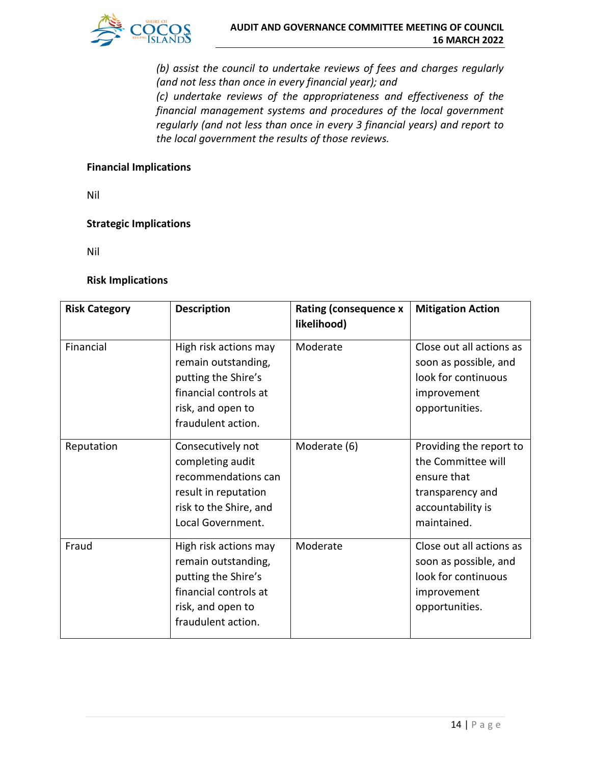*(b) assist the council to undertake reviews of fees and charges regularly (and not less than once in every financial year); and*
*(c) undertake reviews of the appropriateness and effectiveness of the financial management systems and procedures of the local government regularly (and not less than once in every 3 financial years) and report to the local government the results of those reviews.*

**Financial Implications**

Nil

**Strategic Implications**

Nil

**Risk Implications**

| Risk Category | Description | Rating (consequence x likelihood) | Mitigation Action |
|---|---|---|---|
| Financial | High risk actions may remain outstanding, putting the Shire's financial controls at risk, and open to fraudulent action. | Moderate | Close out all actions as soon as possible, and look for continuous improvement opportunities. |
| Reputation | Consecutively not completing audit recommendations can result in reputation risk to the Shire, and Local Government. | Moderate (6) | Providing the report to the Committee will ensure that transparency and accountability is maintained. |
| Fraud | High risk actions may remain outstanding, putting the Shire's financial controls at risk, and open to fraudulent action. | Moderate | Close out all actions as soon as possible, and look for continuous improvement opportunities. |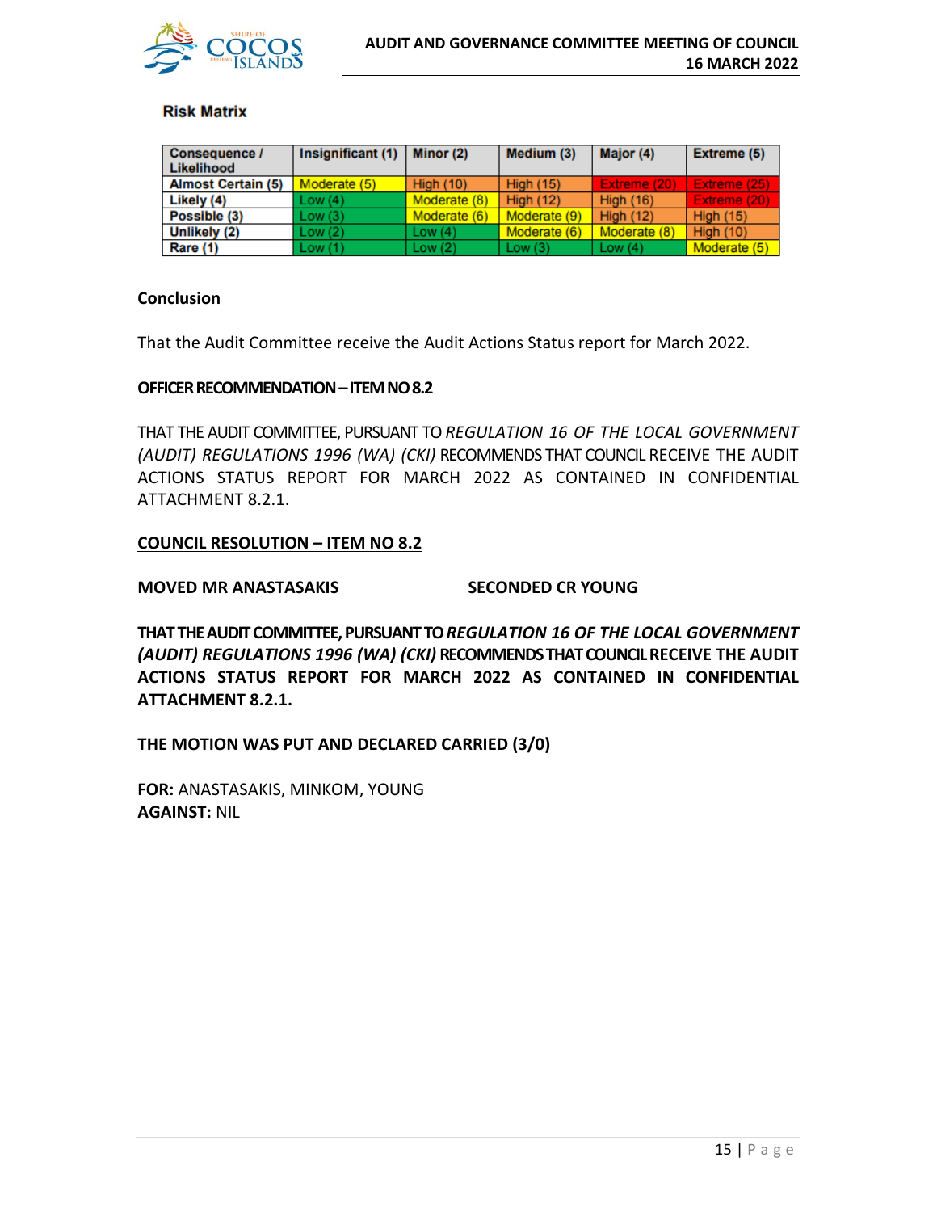### Risk Matrix

| Consequence / Likelihood | Insignificant (1) | Minor (2) | Medium (3) | Major (4) | Extreme (5) |
|---|---|---|---|---|---|
| Almost Certain (5) | Moderate (5) | High (10) | High (15) | Extreme (20) | Extreme (25) |
| Likely (4) | Low (4) | Moderate (8) | High (12) | High (16) | Extreme (20) |
| Possible (3) | Low (3) | Moderate (6) | Moderate (9) | High (12) | High (15) |
| Unlikely (2) | Low (2) | Low (4) | Moderate (6) | Moderate (8) | High (10) |
| Rare (1) | Low (1) | Low (2) | Low (3) | Low (4) | Moderate (5) |

### Conclusion

That the Audit Committee receive the Audit Actions Status report for March 2022.

**OFFICER RECOMMENDATION – ITEM NO 8.2**

THAT THE AUDIT COMMITTEE, PURSUANT TO *REGULATION 16 OF THE LOCAL GOVERNMENT (AUDIT) REGULATIONS 1996 (WA) (CKI)* RECOMMENDS THAT COUNCIL RECEIVE THE AUDIT ACTIONS STATUS REPORT FOR MARCH 2022 AS CONTAINED IN CONFIDENTIAL ATTACHMENT 8.2.1.

**COUNCIL RESOLUTION – ITEM NO 8.2**

**MOVED MR ANASTASAKIS** **SECONDED CR YOUNG**

**THAT THE AUDIT COMMITTEE, PURSUANT TO *REGULATION 16 OF THE LOCAL GOVERNMENT (AUDIT) REGULATIONS 1996 (WA) (CKI)* RECOMMENDS THAT COUNCIL RECEIVE THE AUDIT ACTIONS STATUS REPORT FOR MARCH 2022 AS CONTAINED IN CONFIDENTIAL ATTACHMENT 8.2.1.**

**THE MOTION WAS PUT AND DECLARED CARRIED (3/0)**

**FOR:** ANASTASAKIS, MINKOM, YOUNG
**AGAINST:** NIL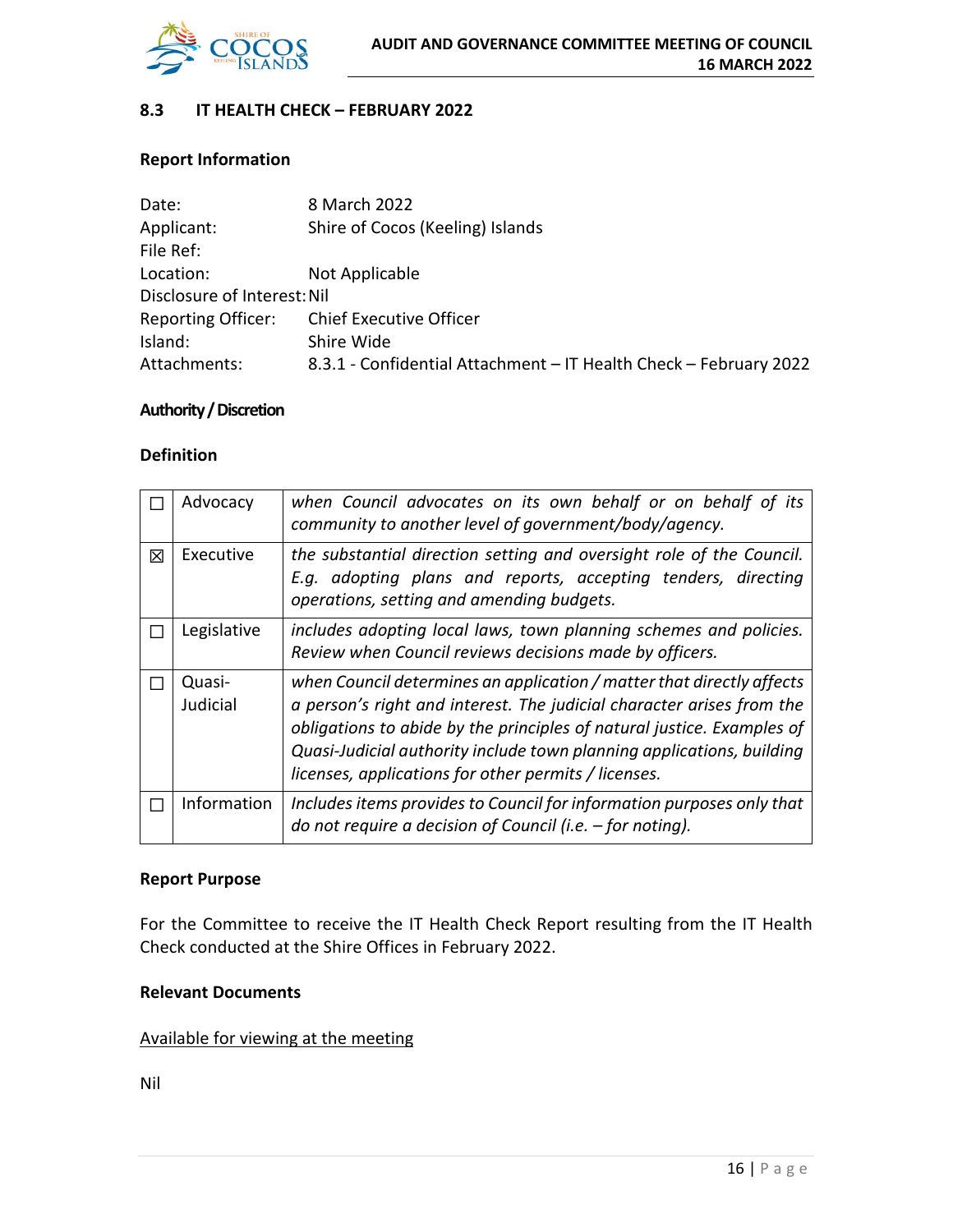## 8.3 IT HEALTH CHECK – FEBRUARY 2022

### Report Information

Date: 8 March 2022
Applicant: Shire of Cocos (Keeling) Islands
File Ref:
Location: Not Applicable
Disclosure of Interest: Nil
Reporting Officer: Chief Executive Officer
Island: Shire Wide
Attachments: 8.3.1 - Confidential Attachment – IT Health Check – February 2022

### Authority / Discretion

### Definition

| | | |
|---|---|---|
| ☐ | Advocacy | *when Council advocates on its own behalf or on behalf of its community to another level of government/body/agency.* |
| ☒ | Executive | *the substantial direction setting and oversight role of the Council. E.g. adopting plans and reports, accepting tenders, directing operations, setting and amending budgets.* |
| ☐ | Legislative | *includes adopting local laws, town planning schemes and policies. Review when Council reviews decisions made by officers.* |
| ☐ | Quasi-Judicial | *when Council determines an application / matter that directly affects a person's right and interest. The judicial character arises from the obligations to abide by the principles of natural justice. Examples of Quasi-Judicial authority include town planning applications, building licenses, applications for other permits / licenses.* |
| ☐ | Information | *Includes items provides to Council for information purposes only that do not require a decision of Council (i.e. – for noting).* |

### Report Purpose

For the Committee to receive the IT Health Check Report resulting from the IT Health Check conducted at the Shire Offices in February 2022.

### Relevant Documents

<u>Available for viewing at the meeting</u>

Nil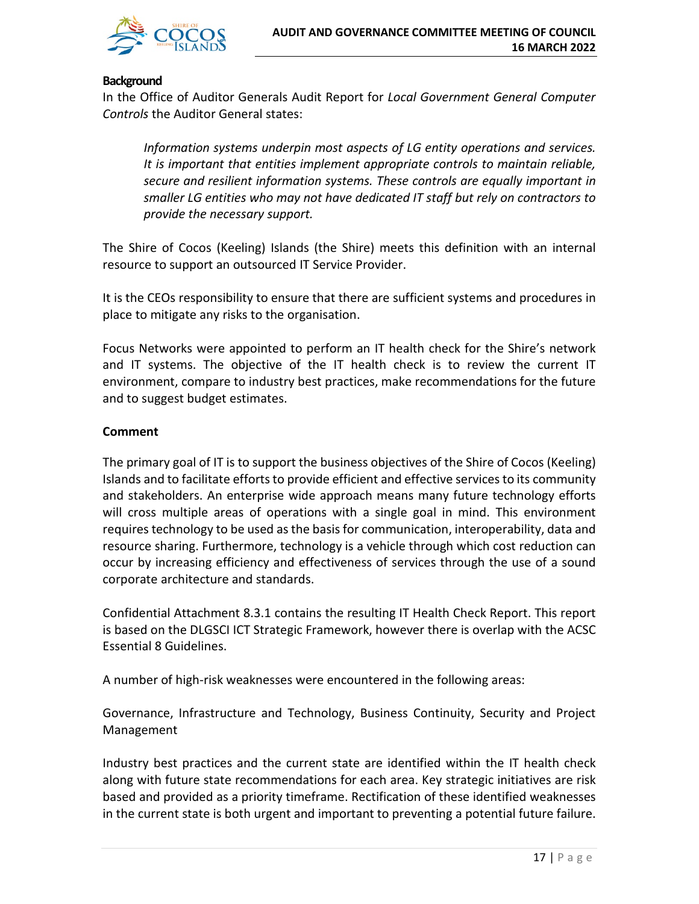**Background**

In the Office of Auditor Generals Audit Report for *Local Government General Computer Controls* the Auditor General states:

> *Information systems underpin most aspects of LG entity operations and services. It is important that entities implement appropriate controls to maintain reliable, secure and resilient information systems. These controls are equally important in smaller LG entities who may not have dedicated IT staff but rely on contractors to provide the necessary support.*

The Shire of Cocos (Keeling) Islands (the Shire) meets this definition with an internal resource to support an outsourced IT Service Provider.

It is the CEOs responsibility to ensure that there are sufficient systems and procedures in place to mitigate any risks to the organisation.

Focus Networks were appointed to perform an IT health check for the Shire's network and IT systems. The objective of the IT health check is to review the current IT environment, compare to industry best practices, make recommendations for the future and to suggest budget estimates.

**Comment**

The primary goal of IT is to support the business objectives of the Shire of Cocos (Keeling) Islands and to facilitate efforts to provide efficient and effective services to its community and stakeholders. An enterprise wide approach means many future technology efforts will cross multiple areas of operations with a single goal in mind. This environment requires technology to be used as the basis for communication, interoperability, data and resource sharing. Furthermore, technology is a vehicle through which cost reduction can occur by increasing efficiency and effectiveness of services through the use of a sound corporate architecture and standards.

Confidential Attachment 8.3.1 contains the resulting IT Health Check Report. This report is based on the DLGSCI ICT Strategic Framework, however there is overlap with the ACSC Essential 8 Guidelines.

A number of high-risk weaknesses were encountered in the following areas:

Governance, Infrastructure and Technology, Business Continuity, Security and Project Management

Industry best practices and the current state are identified within the IT health check along with future state recommendations for each area. Key strategic initiatives are risk based and provided as a priority timeframe. Rectification of these identified weaknesses in the current state is both urgent and important to preventing a potential future failure.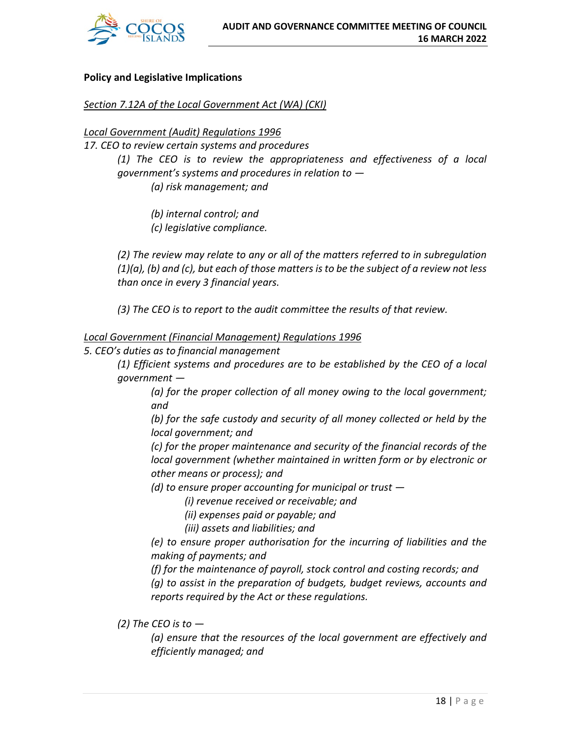### Policy and Legislative Implications

*Section 7.12A of the Local Government Act (WA) (CKI)*

*Local Government (Audit) Regulations 1996*

*17. CEO to review certain systems and procedures*

> *(1) The CEO is to review the appropriateness and effectiveness of a local government's systems and procedures in relation to —*
>
> > *(a) risk management; and*
> >
> > *(b) internal control; and*
> >
> > *(c) legislative compliance.*
>
> *(2) The review may relate to any or all of the matters referred to in subregulation (1)(a), (b) and (c), but each of those matters is to be the subject of a review not less than once in every 3 financial years.*
>
> *(3) The CEO is to report to the audit committee the results of that review.*

*Local Government (Financial Management) Regulations 1996*

*5. CEO's duties as to financial management*

> *(1) Efficient systems and procedures are to be established by the CEO of a local government —*
>
> > *(a) for the proper collection of all money owing to the local government; and*
> >
> > *(b) for the safe custody and security of all money collected or held by the local government; and*
> >
> > *(c) for the proper maintenance and security of the financial records of the local government (whether maintained in written form or by electronic or other means or process); and*
> >
> > *(d) to ensure proper accounting for municipal or trust —*
> >
> > > *(i) revenue received or receivable; and*
> > >
> > > *(ii) expenses paid or payable; and*
> > >
> > > *(iii) assets and liabilities; and*
> >
> > *(e) to ensure proper authorisation for the incurring of liabilities and the making of payments; and*
> >
> > *(f) for the maintenance of payroll, stock control and costing records; and*
> >
> > *(g) to assist in the preparation of budgets, budget reviews, accounts and reports required by the Act or these regulations.*
>
> *(2) The CEO is to —*
>
> > *(a) ensure that the resources of the local government are effectively and efficiently managed; and*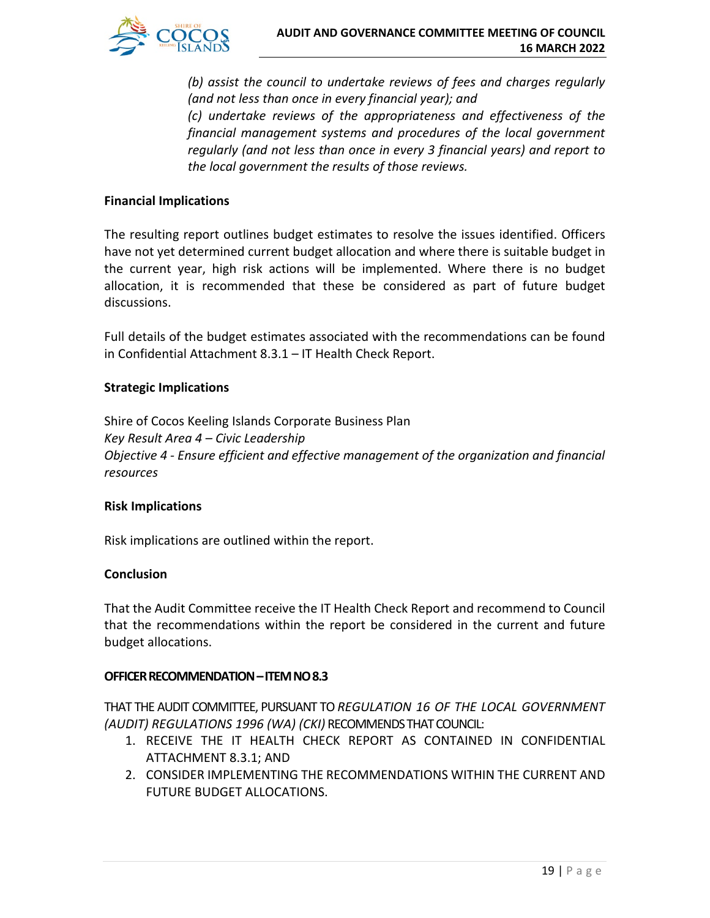*(b) assist the council to undertake reviews of fees and charges regularly (and not less than once in every financial year); and*
*(c) undertake reviews of the appropriateness and effectiveness of the financial management systems and procedures of the local government regularly (and not less than once in every 3 financial years) and report to the local government the results of those reviews.*

**Financial Implications**

The resulting report outlines budget estimates to resolve the issues identified. Officers have not yet determined current budget allocation and where there is suitable budget in the current year, high risk actions will be implemented. Where there is no budget allocation, it is recommended that these be considered as part of future budget discussions.

Full details of the budget estimates associated with the recommendations can be found in Confidential Attachment 8.3.1 – IT Health Check Report.

**Strategic Implications**

Shire of Cocos Keeling Islands Corporate Business Plan
*Key Result Area 4 – Civic Leadership*
*Objective 4 - Ensure efficient and effective management of the organization and financial resources*

**Risk Implications**

Risk implications are outlined within the report.

**Conclusion**

That the Audit Committee receive the IT Health Check Report and recommend to Council that the recommendations within the report be considered in the current and future budget allocations.

**OFFICER RECOMMENDATION – ITEM NO 8.3**

THAT THE AUDIT COMMITTEE, PURSUANT TO *REGULATION 16 OF THE LOCAL GOVERNMENT (AUDIT) REGULATIONS 1996 (WA) (CKI)* RECOMMENDS THAT COUNCIL:

1. RECEIVE THE IT HEALTH CHECK REPORT AS CONTAINED IN CONFIDENTIAL ATTACHMENT 8.3.1; AND
2. CONSIDER IMPLEMENTING THE RECOMMENDATIONS WITHIN THE CURRENT AND FUTURE BUDGET ALLOCATIONS.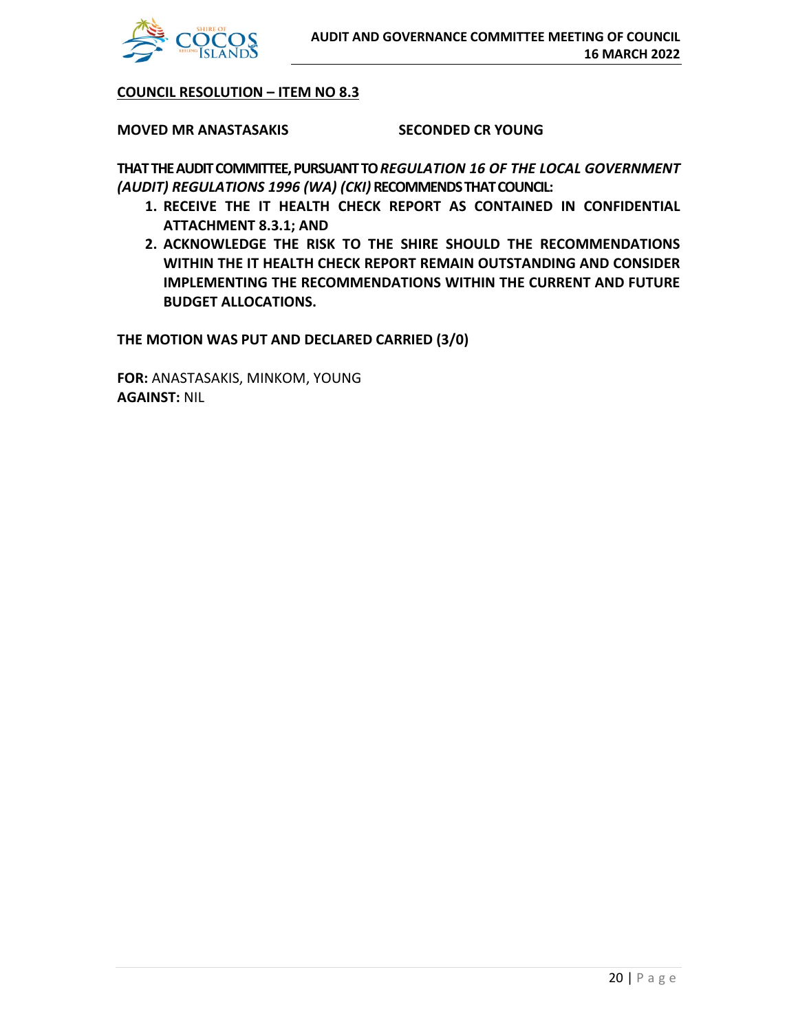**COUNCIL RESOLUTION – ITEM NO 8.3**

**MOVED MR ANASTASAKIS** **SECONDED CR YOUNG**

**THAT THE AUDIT COMMITTEE, PURSUANT TO *REGULATION 16 OF THE LOCAL GOVERNMENT (AUDIT) REGULATIONS 1996 (WA) (CKI)* RECOMMENDS THAT COUNCIL:**

1. **RECEIVE THE IT HEALTH CHECK REPORT AS CONTAINED IN CONFIDENTIAL ATTACHMENT 8.3.1; AND**
2. **ACKNOWLEDGE THE RISK TO THE SHIRE SHOULD THE RECOMMENDATIONS WITHIN THE IT HEALTH CHECK REPORT REMAIN OUTSTANDING AND CONSIDER IMPLEMENTING THE RECOMMENDATIONS WITHIN THE CURRENT AND FUTURE BUDGET ALLOCATIONS.**

**THE MOTION WAS PUT AND DECLARED CARRIED (3/0)**

**FOR:** ANASTASAKIS, MINKOM, YOUNG
**AGAINST:** NIL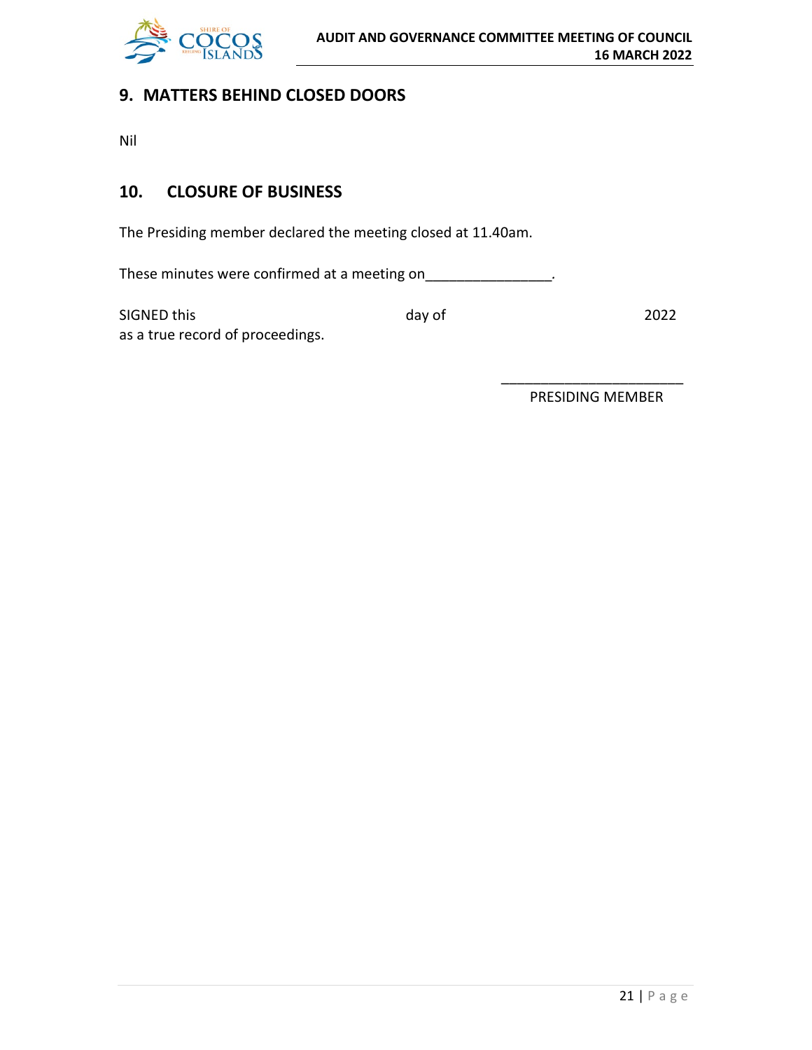## 9. MATTERS BEHIND CLOSED DOORS

Nil

## 10. CLOSURE OF BUSINESS

The Presiding member declared the meeting closed at 11.40am.

These minutes were confirmed at a meeting on________________.

SIGNED this day of 2022
as a true record of proceedings.

_______________________
PRESIDING MEMBER